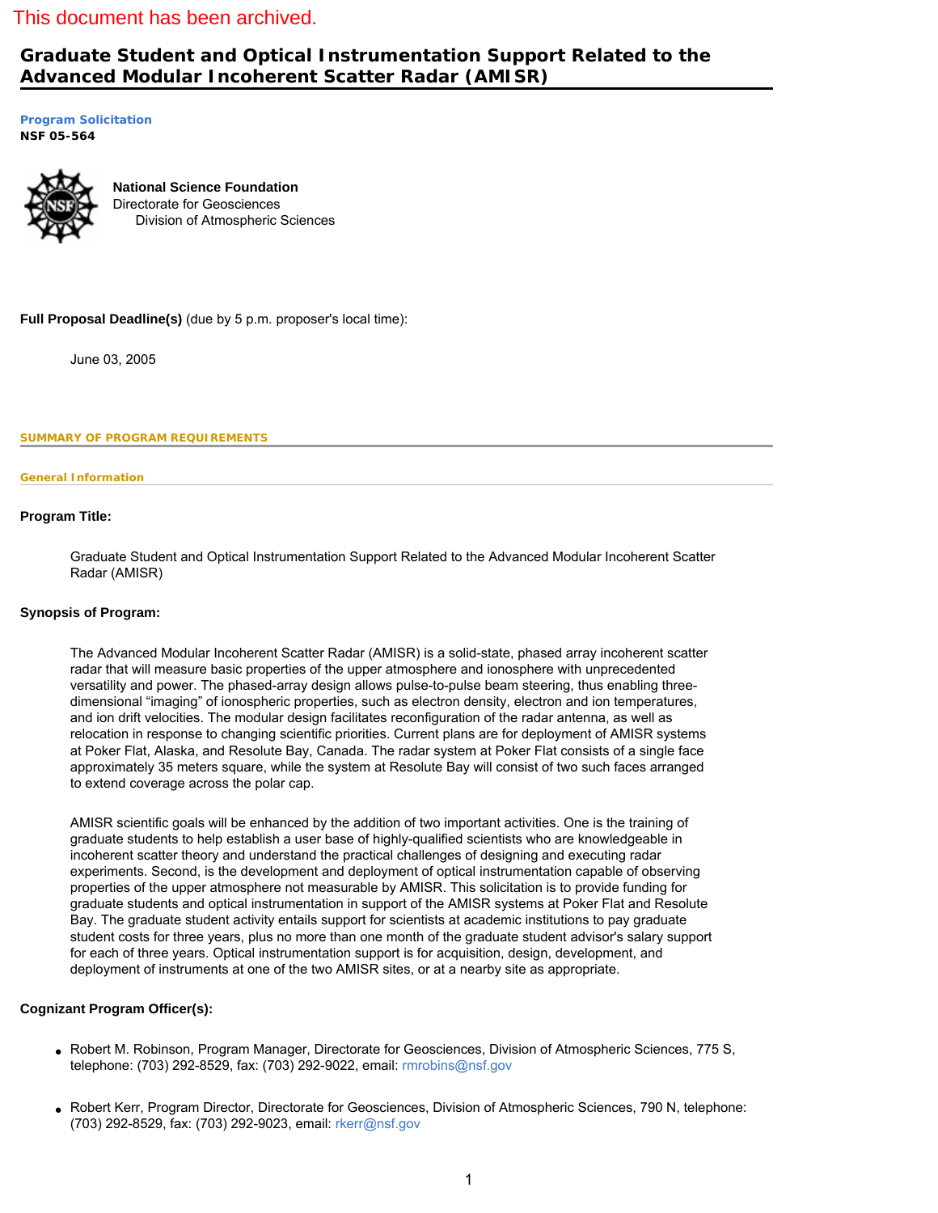This document has been archived.

# Graduate Student and Optical Instrumentation Support Related to the Advanced Modular Incoherent Scatter Radar (AMISR)

**Program Solicitation**
**NSF 05-564**

**National Science Foundation**
Directorate for Geosciences
    Division of Atmospheric Sciences

**Full Proposal Deadline(s)** (due by 5 p.m. proposer's local time):

June 03, 2005

## SUMMARY OF PROGRAM REQUIREMENTS

### General Information

**Program Title:**

Graduate Student and Optical Instrumentation Support Related to the Advanced Modular Incoherent Scatter Radar (AMISR)

**Synopsis of Program:**

The Advanced Modular Incoherent Scatter Radar (AMISR) is a solid-state, phased array incoherent scatter radar that will measure basic properties of the upper atmosphere and ionosphere with unprecedented versatility and power. The phased-array design allows pulse-to-pulse beam steering, thus enabling three-dimensional "imaging" of ionospheric properties, such as electron density, electron and ion temperatures, and ion drift velocities. The modular design facilitates reconfiguration of the radar antenna, as well as relocation in response to changing scientific priorities. Current plans are for deployment of AMISR systems at Poker Flat, Alaska, and Resolute Bay, Canada. The radar system at Poker Flat consists of a single face approximately 35 meters square, while the system at Resolute Bay will consist of two such faces arranged to extend coverage across the polar cap.

AMISR scientific goals will be enhanced by the addition of two important activities. One is the training of graduate students to help establish a user base of highly-qualified scientists who are knowledgeable in incoherent scatter theory and understand the practical challenges of designing and executing radar experiments. Second, is the development and deployment of optical instrumentation capable of observing properties of the upper atmosphere not measurable by AMISR. This solicitation is to provide funding for graduate students and optical instrumentation in support of the AMISR systems at Poker Flat and Resolute Bay. The graduate student activity entails support for scientists at academic institutions to pay graduate student costs for three years, plus no more than one month of the graduate student advisor's salary support for each of three years. Optical instrumentation support is for acquisition, design, development, and deployment of instruments at one of the two AMISR sites, or at a nearby site as appropriate.

**Cognizant Program Officer(s):**

- Robert M. Robinson, Program Manager, Directorate for Geosciences, Division of Atmospheric Sciences, 775 S, telephone: (703) 292-8529, fax: (703) 292-9022, email: rmrobins@nsf.gov
- Robert Kerr, Program Director, Directorate for Geosciences, Division of Atmospheric Sciences, 790 N, telephone: (703) 292-8529, fax: (703) 292-9023, email: rkerr@nsf.gov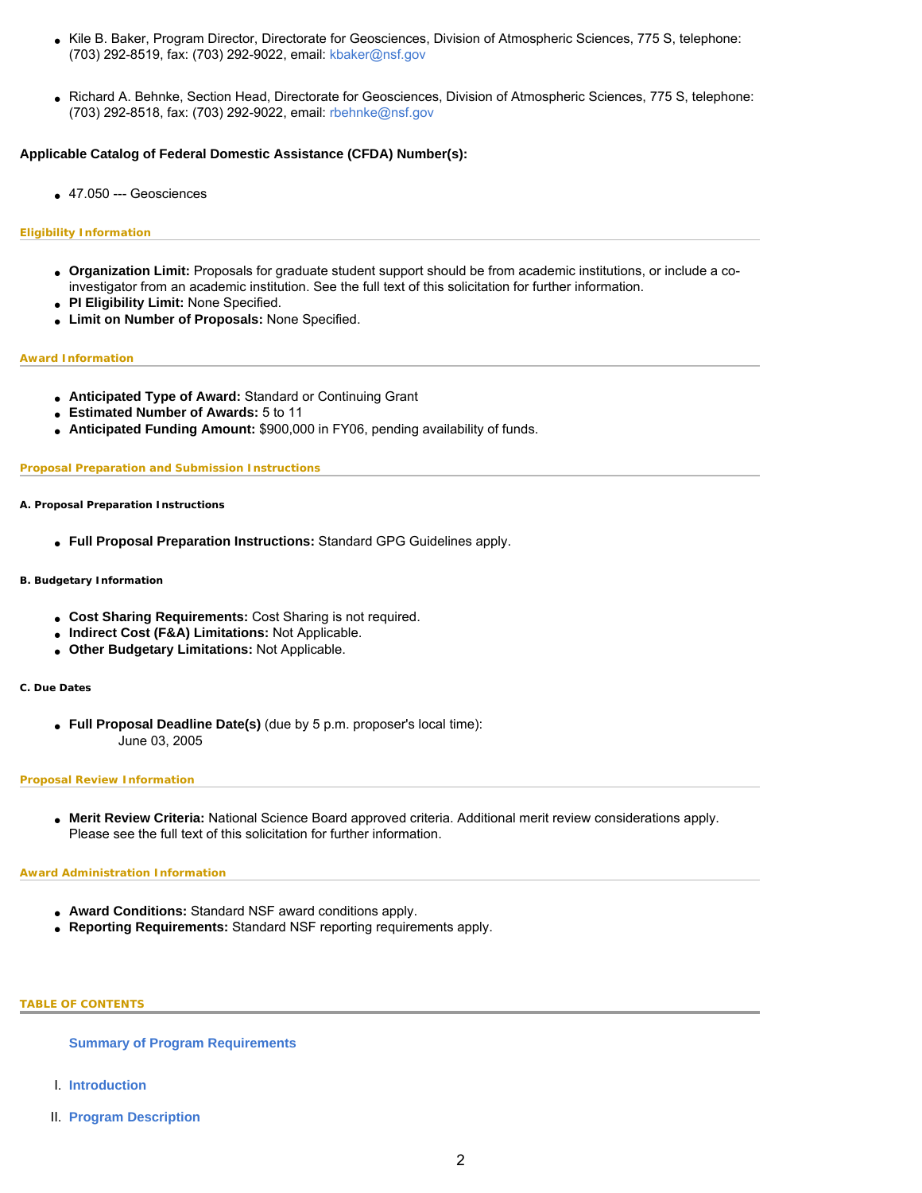- Kile B. Baker, Program Director, Directorate for Geosciences, Division of Atmospheric Sciences, 775 S, telephone: (703) 292-8519, fax: (703) 292-9022, email: kbaker@nsf.gov

- Richard A. Behnke, Section Head, Directorate for Geosciences, Division of Atmospheric Sciences, 775 S, telephone: (703) 292-8518, fax: (703) 292-9022, email: rbehnke@nsf.gov

**Applicable Catalog of Federal Domestic Assistance (CFDA) Number(s):**

- 47.050 --- Geosciences

### Eligibility Information

- **Organization Limit:** Proposals for graduate student support should be from academic institutions, or include a co-investigator from an academic institution. See the full text of this solicitation for further information.
- **PI Eligibility Limit:** None Specified.
- **Limit on Number of Proposals:** None Specified.

### Award Information

- **Anticipated Type of Award:** Standard or Continuing Grant
- **Estimated Number of Awards:** 5 to 11
- **Anticipated Funding Amount:** $900,000 in FY06, pending availability of funds.

### Proposal Preparation and Submission Instructions

#### A. Proposal Preparation Instructions

- **Full Proposal Preparation Instructions:** Standard GPG Guidelines apply.

#### B. Budgetary Information

- **Cost Sharing Requirements:** Cost Sharing is not required.
- **Indirect Cost (F&A) Limitations:** Not Applicable.
- **Other Budgetary Limitations:** Not Applicable.

#### C. Due Dates

- **Full Proposal Deadline Date(s)** (due by 5 p.m. proposer's local time):
  June 03, 2005

### Proposal Review Information

- **Merit Review Criteria:** National Science Board approved criteria. Additional merit review considerations apply. Please see the full text of this solicitation for further information.

### Award Administration Information

- **Award Conditions:** Standard NSF award conditions apply.
- **Reporting Requirements:** Standard NSF reporting requirements apply.

### TABLE OF CONTENTS

**Summary of Program Requirements**

I. **Introduction**

II. **Program Description**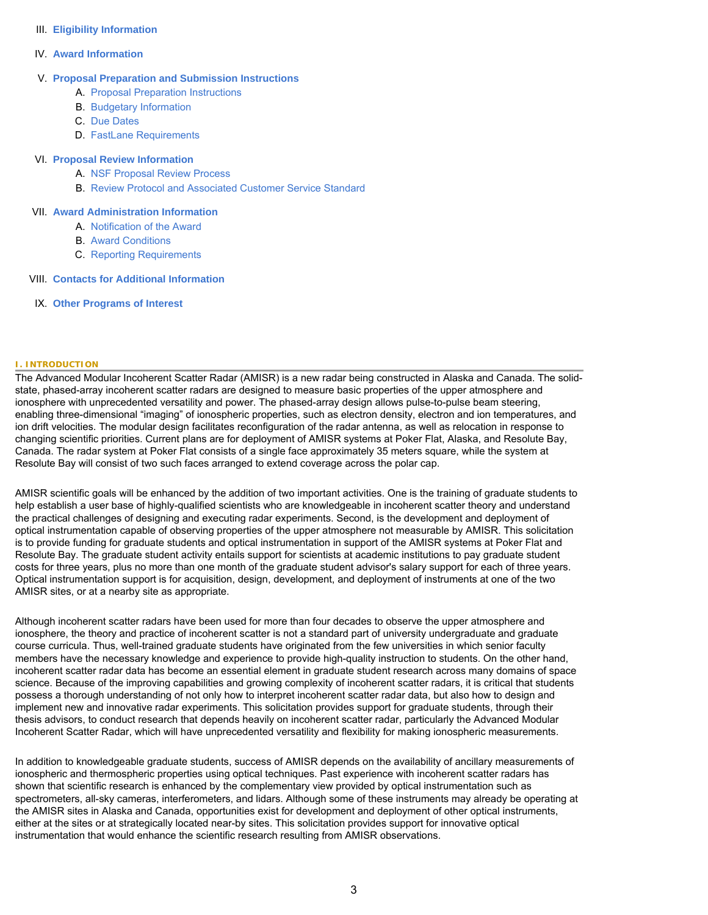III. **Eligibility Information**

IV. **Award Information**

V. **Proposal Preparation and Submission Instructions**
   - A. Proposal Preparation Instructions
   - B. Budgetary Information
   - C. Due Dates
   - D. FastLane Requirements

VI. **Proposal Review Information**
   - A. NSF Proposal Review Process
   - B. Review Protocol and Associated Customer Service Standard

VII. **Award Administration Information**
   - A. Notification of the Award
   - B. Award Conditions
   - C. Reporting Requirements

VIII. **Contacts for Additional Information**

IX. **Other Programs of Interest**

## I. INTRODUCTION

The Advanced Modular Incoherent Scatter Radar (AMISR) is a new radar being constructed in Alaska and Canada. The solid-state, phased-array incoherent scatter radars are designed to measure basic properties of the upper atmosphere and ionosphere with unprecedented versatility and power. The phased-array design allows pulse-to-pulse beam steering, enabling three-dimensional "imaging" of ionospheric properties, such as electron density, electron and ion temperatures, and ion drift velocities. The modular design facilitates reconfiguration of the radar antenna, as well as relocation in response to changing scientific priorities. Current plans are for deployment of AMISR systems at Poker Flat, Alaska, and Resolute Bay, Canada. The radar system at Poker Flat consists of a single face approximately 35 meters square, while the system at Resolute Bay will consist of two such faces arranged to extend coverage across the polar cap.

AMISR scientific goals will be enhanced by the addition of two important activities. One is the training of graduate students to help establish a user base of highly-qualified scientists who are knowledgeable in incoherent scatter theory and understand the practical challenges of designing and executing radar experiments. Second, is the development and deployment of optical instrumentation capable of observing properties of the upper atmosphere not measurable by AMISR. This solicitation is to provide funding for graduate students and optical instrumentation in support of the AMISR systems at Poker Flat and Resolute Bay. The graduate student activity entails support for scientists at academic institutions to pay graduate student costs for three years, plus no more than one month of the graduate student advisor's salary support for each of three years. Optical instrumentation support is for acquisition, design, development, and deployment of instruments at one of the two AMISR sites, or at a nearby site as appropriate.

Although incoherent scatter radars have been used for more than four decades to observe the upper atmosphere and ionosphere, the theory and practice of incoherent scatter is not a standard part of university undergraduate and graduate course curricula. Thus, well-trained graduate students have originated from the few universities in which senior faculty members have the necessary knowledge and experience to provide high-quality instruction to students. On the other hand, incoherent scatter radar data has become an essential element in graduate student research across many domains of space science. Because of the improving capabilities and growing complexity of incoherent scatter radars, it is critical that students possess a thorough understanding of not only how to interpret incoherent scatter radar data, but also how to design and implement new and innovative radar experiments. This solicitation provides support for graduate students, through their thesis advisors, to conduct research that depends heavily on incoherent scatter radar, particularly the Advanced Modular Incoherent Scatter Radar, which will have unprecedented versatility and flexibility for making ionospheric measurements.

In addition to knowledgeable graduate students, success of AMISR depends on the availability of ancillary measurements of ionospheric and thermospheric properties using optical techniques. Past experience with incoherent scatter radars has shown that scientific research is enhanced by the complementary view provided by optical instrumentation such as spectrometers, all-sky cameras, interferometers, and lidars. Although some of these instruments may already be operating at the AMISR sites in Alaska and Canada, opportunities exist for development and deployment of other optical instruments, either at the sites or at strategically located near-by sites. This solicitation provides support for innovative optical instrumentation that would enhance the scientific research resulting from AMISR observations.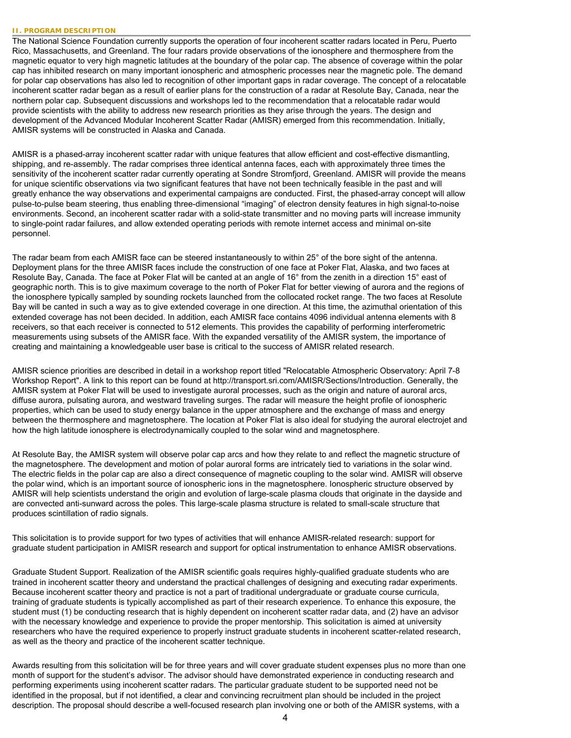## II. PROGRAM DESCRIPTION

The National Science Foundation currently supports the operation of four incoherent scatter radars located in Peru, Puerto Rico, Massachusetts, and Greenland. The four radars provide observations of the ionosphere and thermosphere from the magnetic equator to very high magnetic latitudes at the boundary of the polar cap. The absence of coverage within the polar cap has inhibited research on many important ionospheric and atmospheric processes near the magnetic pole. The demand for polar cap observations has also led to recognition of other important gaps in radar coverage. The concept of a relocatable incoherent scatter radar began as a result of earlier plans for the construction of a radar at Resolute Bay, Canada, near the northern polar cap. Subsequent discussions and workshops led to the recommendation that a relocatable radar would provide scientists with the ability to address new research priorities as they arise through the years. The design and development of the Advanced Modular Incoherent Scatter Radar (AMISR) emerged from this recommendation. Initially, AMISR systems will be constructed in Alaska and Canada.

AMISR is a phased-array incoherent scatter radar with unique features that allow efficient and cost-effective dismantling, shipping, and re-assembly. The radar comprises three identical antenna faces, each with approximately three times the sensitivity of the incoherent scatter radar currently operating at Sondre Stromfjord, Greenland. AMISR will provide the means for unique scientific observations via two significant features that have not been technically feasible in the past and will greatly enhance the way observations and experimental campaigns are conducted. First, the phased-array concept will allow pulse-to-pulse beam steering, thus enabling three-dimensional "imaging" of electron density features in high signal-to-noise environments. Second, an incoherent scatter radar with a solid-state transmitter and no moving parts will increase immunity to single-point radar failures, and allow extended operating periods with remote internet access and minimal on-site personnel.

The radar beam from each AMISR face can be steered instantaneously to within 25° of the bore sight of the antenna. Deployment plans for the three AMISR faces include the construction of one face at Poker Flat, Alaska, and two faces at Resolute Bay, Canada. The face at Poker Flat will be canted at an angle of 16° from the zenith in a direction 15° east of geographic north. This is to give maximum coverage to the north of Poker Flat for better viewing of aurora and the regions of the ionosphere typically sampled by sounding rockets launched from the collocated rocket range. The two faces at Resolute Bay will be canted in such a way as to give extended coverage in one direction. At this time, the azimuthal orientation of this extended coverage has not been decided. In addition, each AMISR face contains 4096 individual antenna elements with 8 receivers, so that each receiver is connected to 512 elements. This provides the capability of performing interferometric measurements using subsets of the AMISR face. With the expanded versatility of the AMISR system, the importance of creating and maintaining a knowledgeable user base is critical to the success of AMISR related research.

AMISR science priorities are described in detail in a workshop report titled "Relocatable Atmospheric Observatory: April 7-8 Workshop Report". A link to this report can be found at http://transport.sri.com/AMISR/Sections/Introduction. Generally, the AMISR system at Poker Flat will be used to investigate auroral processes, such as the origin and nature of auroral arcs, diffuse aurora, pulsating aurora, and westward traveling surges. The radar will measure the height profile of ionospheric properties, which can be used to study energy balance in the upper atmosphere and the exchange of mass and energy between the thermosphere and magnetosphere. The location at Poker Flat is also ideal for studying the auroral electrojet and how the high latitude ionosphere is electrodynamically coupled to the solar wind and magnetosphere.

At Resolute Bay, the AMISR system will observe polar cap arcs and how they relate to and reflect the magnetic structure of the magnetosphere. The development and motion of polar auroral forms are intricately tied to variations in the solar wind. The electric fields in the polar cap are also a direct consequence of magnetic coupling to the solar wind. AMISR will observe the polar wind, which is an important source of ionospheric ions in the magnetosphere. Ionospheric structure observed by AMISR will help scientists understand the origin and evolution of large-scale plasma clouds that originate in the dayside and are convected anti-sunward across the poles. This large-scale plasma structure is related to small-scale structure that produces scintillation of radio signals.

This solicitation is to provide support for two types of activities that will enhance AMISR-related research: support for graduate student participation in AMISR research and support for optical instrumentation to enhance AMISR observations.

Graduate Student Support. Realization of the AMISR scientific goals requires highly-qualified graduate students who are trained in incoherent scatter theory and understand the practical challenges of designing and executing radar experiments. Because incoherent scatter theory and practice is not a part of traditional undergraduate or graduate course curricula, training of graduate students is typically accomplished as part of their research experience. To enhance this exposure, the student must (1) be conducting research that is highly dependent on incoherent scatter radar data, and (2) have an advisor with the necessary knowledge and experience to provide the proper mentorship. This solicitation is aimed at university researchers who have the required experience to properly instruct graduate students in incoherent scatter-related research, as well as the theory and practice of the incoherent scatter technique.

Awards resulting from this solicitation will be for three years and will cover graduate student expenses plus no more than one month of support for the student's advisor. The advisor should have demonstrated experience in conducting research and performing experiments using incoherent scatter radars. The particular graduate student to be supported need not be identified in the proposal, but if not identified, a clear and convincing recruitment plan should be included in the project description. The proposal should describe a well-focused research plan involving one or both of the AMISR systems, with a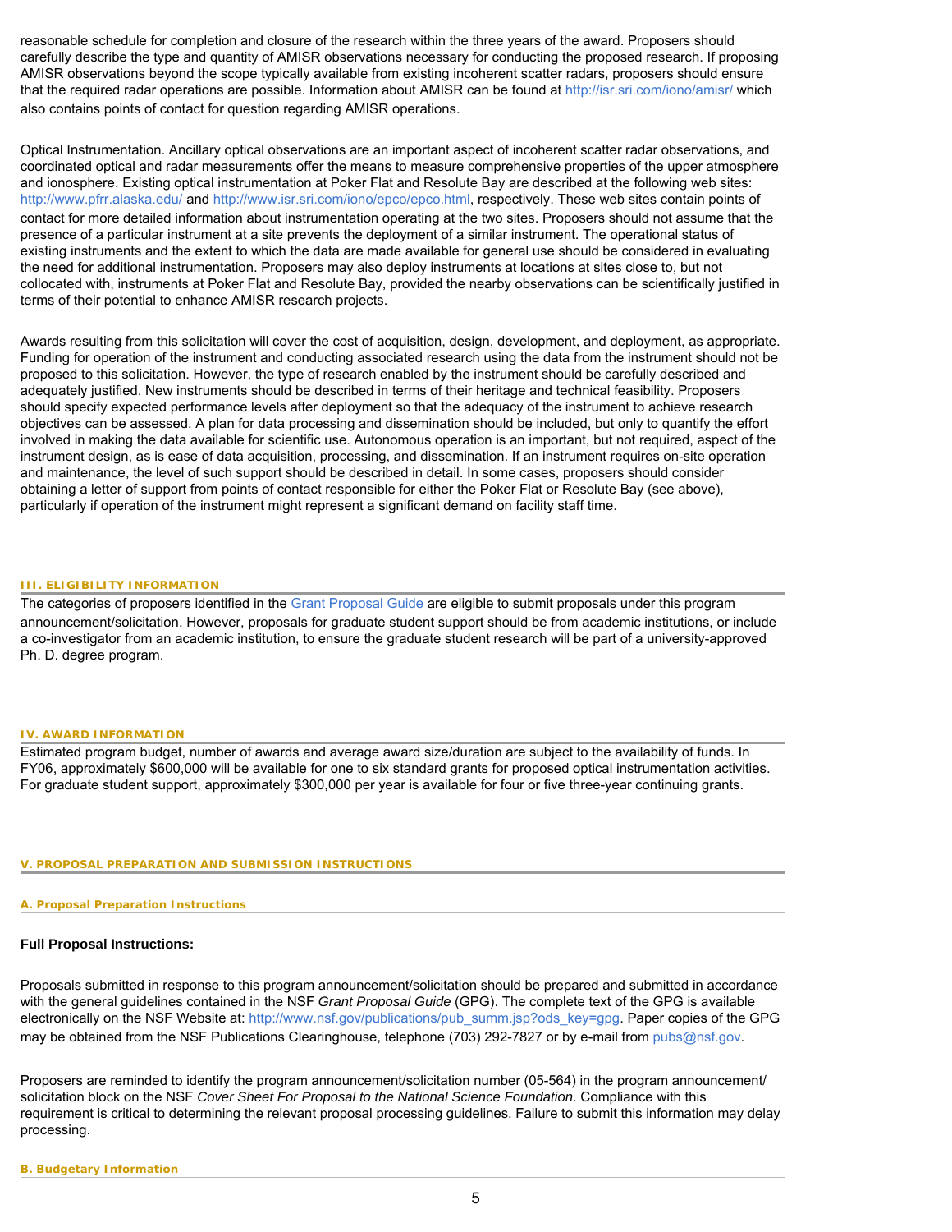reasonable schedule for completion and closure of the research within the three years of the award. Proposers should carefully describe the type and quantity of AMISR observations necessary for conducting the proposed research. If proposing AMISR observations beyond the scope typically available from existing incoherent scatter radars, proposers should ensure that the required radar operations are possible. Information about AMISR can be found at http://isr.sri.com/iono/amisr/ which also contains points of contact for question regarding AMISR operations.

Optical Instrumentation. Ancillary optical observations are an important aspect of incoherent scatter radar observations, and coordinated optical and radar measurements offer the means to measure comprehensive properties of the upper atmosphere and ionosphere. Existing optical instrumentation at Poker Flat and Resolute Bay are described at the following web sites: http://www.pfrr.alaska.edu/ and http://www.isr.sri.com/iono/epco/epco.html, respectively. These web sites contain points of contact for more detailed information about instrumentation operating at the two sites. Proposers should not assume that the presence of a particular instrument at a site prevents the deployment of a similar instrument. The operational status of existing instruments and the extent to which the data are made available for general use should be considered in evaluating the need for additional instrumentation. Proposers may also deploy instruments at locations at sites close to, but not collocated with, instruments at Poker Flat and Resolute Bay, provided the nearby observations can be scientifically justified in terms of their potential to enhance AMISR research projects.

Awards resulting from this solicitation will cover the cost of acquisition, design, development, and deployment, as appropriate. Funding for operation of the instrument and conducting associated research using the data from the instrument should not be proposed to this solicitation. However, the type of research enabled by the instrument should be carefully described and adequately justified. New instruments should be described in terms of their heritage and technical feasibility. Proposers should specify expected performance levels after deployment so that the adequacy of the instrument to achieve research objectives can be assessed. A plan for data processing and dissemination should be included, but only to quantify the effort involved in making the data available for scientific use. Autonomous operation is an important, but not required, aspect of the instrument design, as is ease of data acquisition, processing, and dissemination. If an instrument requires on-site operation and maintenance, the level of such support should be described in detail. In some cases, proposers should consider obtaining a letter of support from points of contact responsible for either the Poker Flat or Resolute Bay (see above), particularly if operation of the instrument might represent a significant demand on facility staff time.

## III. ELIGIBILITY INFORMATION

The categories of proposers identified in the Grant Proposal Guide are eligible to submit proposals under this program announcement/solicitation. However, proposals for graduate student support should be from academic institutions, or include a co-investigator from an academic institution, to ensure the graduate student research will be part of a university-approved Ph. D. degree program.

## IV. AWARD INFORMATION

Estimated program budget, number of awards and average award size/duration are subject to the availability of funds. In FY06, approximately $600,000 will be available for one to six standard grants for proposed optical instrumentation activities. For graduate student support, approximately $300,000 per year is available for four or five three-year continuing grants.

## V. PROPOSAL PREPARATION AND SUBMISSION INSTRUCTIONS

### A. Proposal Preparation Instructions

**Full Proposal Instructions:**

Proposals submitted in response to this program announcement/solicitation should be prepared and submitted in accordance with the general guidelines contained in the NSF *Grant Proposal Guide* (GPG). The complete text of the GPG is available electronically on the NSF Website at: http://www.nsf.gov/publications/pub_summ.jsp?ods_key=gpg. Paper copies of the GPG may be obtained from the NSF Publications Clearinghouse, telephone (703) 292-7827 or by e-mail from pubs@nsf.gov.

Proposers are reminded to identify the program announcement/solicitation number (05-564) in the program announcement/ solicitation block on the NSF *Cover Sheet For Proposal to the National Science Foundation*. Compliance with this requirement is critical to determining the relevant proposal processing guidelines. Failure to submit this information may delay processing.

### B. Budgetary Information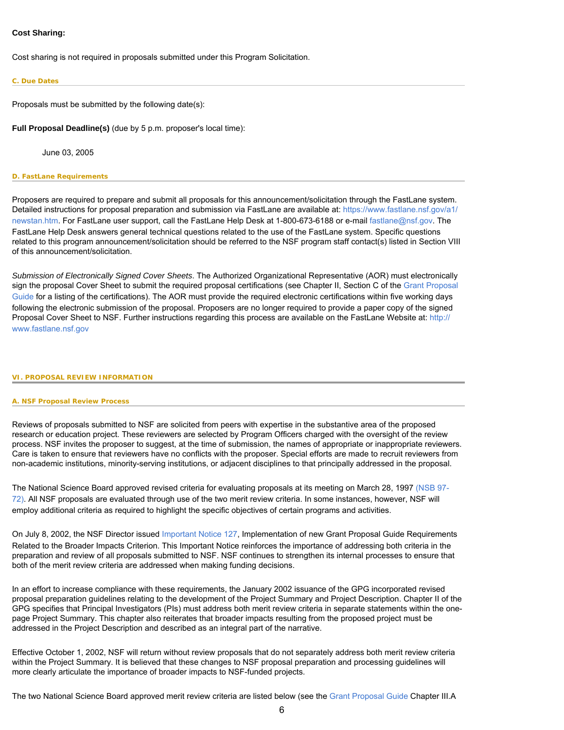**Cost Sharing:**

Cost sharing is not required in proposals submitted under this Program Solicitation.

#### C. Due Dates

Proposals must be submitted by the following date(s):

**Full Proposal Deadline(s)** (due by 5 p.m. proposer's local time):

June 03, 2005

#### D. FastLane Requirements

Proposers are required to prepare and submit all proposals for this announcement/solicitation through the FastLane system. Detailed instructions for proposal preparation and submission via FastLane are available at: https://www.fastlane.nsf.gov/a1/newstan.htm. For FastLane user support, call the FastLane Help Desk at 1-800-673-6188 or e-mail fastlane@nsf.gov. The FastLane Help Desk answers general technical questions related to the use of the FastLane system. Specific questions related to this program announcement/solicitation should be referred to the NSF program staff contact(s) listed in Section VIII of this announcement/solicitation.

*Submission of Electronically Signed Cover Sheets*. The Authorized Organizational Representative (AOR) must electronically sign the proposal Cover Sheet to submit the required proposal certifications (see Chapter II, Section C of the Grant Proposal Guide for a listing of the certifications). The AOR must provide the required electronic certifications within five working days following the electronic submission of the proposal. Proposers are no longer required to provide a paper copy of the signed Proposal Cover Sheet to NSF. Further instructions regarding this process are available on the FastLane Website at: http://www.fastlane.nsf.gov

## VI. PROPOSAL REVIEW INFORMATION

#### A. NSF Proposal Review Process

Reviews of proposals submitted to NSF are solicited from peers with expertise in the substantive area of the proposed research or education project. These reviewers are selected by Program Officers charged with the oversight of the review process. NSF invites the proposer to suggest, at the time of submission, the names of appropriate or inappropriate reviewers. Care is taken to ensure that reviewers have no conflicts with the proposer. Special efforts are made to recruit reviewers from non-academic institutions, minority-serving institutions, or adjacent disciplines to that principally addressed in the proposal.

The National Science Board approved revised criteria for evaluating proposals at its meeting on March 28, 1997 (NSB 97-72). All NSF proposals are evaluated through use of the two merit review criteria. In some instances, however, NSF will employ additional criteria as required to highlight the specific objectives of certain programs and activities.

On July 8, 2002, the NSF Director issued Important Notice 127, Implementation of new Grant Proposal Guide Requirements Related to the Broader Impacts Criterion. This Important Notice reinforces the importance of addressing both criteria in the preparation and review of all proposals submitted to NSF. NSF continues to strengthen its internal processes to ensure that both of the merit review criteria are addressed when making funding decisions.

In an effort to increase compliance with these requirements, the January 2002 issuance of the GPG incorporated revised proposal preparation guidelines relating to the development of the Project Summary and Project Description. Chapter II of the GPG specifies that Principal Investigators (PIs) must address both merit review criteria in separate statements within the one-page Project Summary. This chapter also reiterates that broader impacts resulting from the proposed project must be addressed in the Project Description and described as an integral part of the narrative.

Effective October 1, 2002, NSF will return without review proposals that do not separately address both merit review criteria within the Project Summary. It is believed that these changes to NSF proposal preparation and processing guidelines will more clearly articulate the importance of broader impacts to NSF-funded projects.

The two National Science Board approved merit review criteria are listed below (see the Grant Proposal Guide Chapter III.A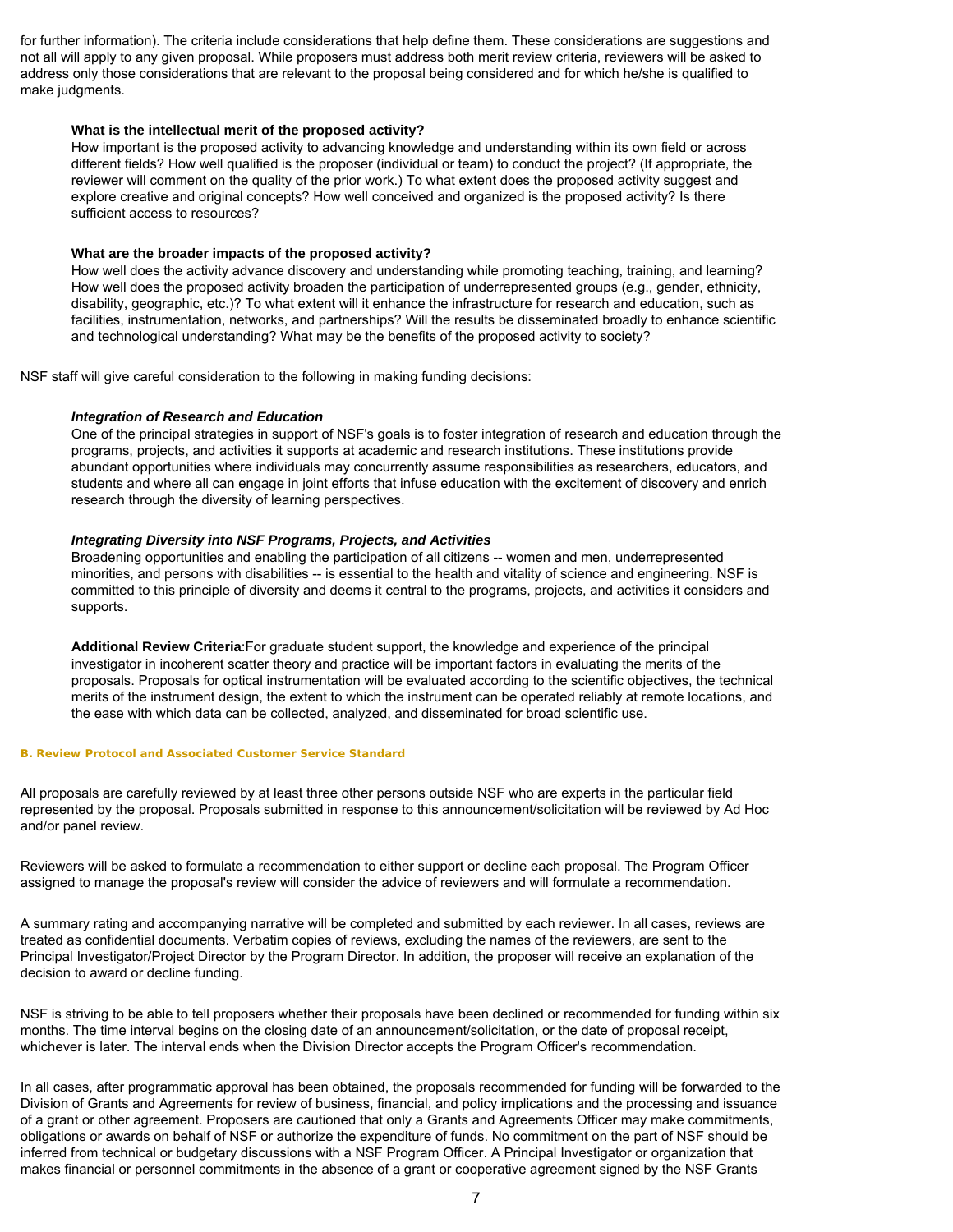for further information). The criteria include considerations that help define them. These considerations are suggestions and not all will apply to any given proposal. While proposers must address both merit review criteria, reviewers will be asked to address only those considerations that are relevant to the proposal being considered and for which he/she is qualified to make judgments.

**What is the intellectual merit of the proposed activity?**
How important is the proposed activity to advancing knowledge and understanding within its own field or across different fields? How well qualified is the proposer (individual or team) to conduct the project? (If appropriate, the reviewer will comment on the quality of the prior work.) To what extent does the proposed activity suggest and explore creative and original concepts? How well conceived and organized is the proposed activity? Is there sufficient access to resources?

**What are the broader impacts of the proposed activity?**
How well does the activity advance discovery and understanding while promoting teaching, training, and learning? How well does the proposed activity broaden the participation of underrepresented groups (e.g., gender, ethnicity, disability, geographic, etc.)? To what extent will it enhance the infrastructure for research and education, such as facilities, instrumentation, networks, and partnerships? Will the results be disseminated broadly to enhance scientific and technological understanding? What may be the benefits of the proposed activity to society?

NSF staff will give careful consideration to the following in making funding decisions:

***Integration of Research and Education***
One of the principal strategies in support of NSF's goals is to foster integration of research and education through the programs, projects, and activities it supports at academic and research institutions. These institutions provide abundant opportunities where individuals may concurrently assume responsibilities as researchers, educators, and students and where all can engage in joint efforts that infuse education with the excitement of discovery and enrich research through the diversity of learning perspectives.

***Integrating Diversity into NSF Programs, Projects, and Activities***
Broadening opportunities and enabling the participation of all citizens -- women and men, underrepresented minorities, and persons with disabilities -- is essential to the health and vitality of science and engineering. NSF is committed to this principle of diversity and deems it central to the programs, projects, and activities it considers and supports.

**Additional Review Criteria**:For graduate student support, the knowledge and experience of the principal investigator in incoherent scatter theory and practice will be important factors in evaluating the merits of the proposals. Proposals for optical instrumentation will be evaluated according to the scientific objectives, the technical merits of the instrument design, the extent to which the instrument can be operated reliably at remote locations, and the ease with which data can be collected, analyzed, and disseminated for broad scientific use.

#### B. Review Protocol and Associated Customer Service Standard

All proposals are carefully reviewed by at least three other persons outside NSF who are experts in the particular field represented by the proposal. Proposals submitted in response to this announcement/solicitation will be reviewed by Ad Hoc and/or panel review.

Reviewers will be asked to formulate a recommendation to either support or decline each proposal. The Program Officer assigned to manage the proposal's review will consider the advice of reviewers and will formulate a recommendation.

A summary rating and accompanying narrative will be completed and submitted by each reviewer. In all cases, reviews are treated as confidential documents. Verbatim copies of reviews, excluding the names of the reviewers, are sent to the Principal Investigator/Project Director by the Program Director. In addition, the proposer will receive an explanation of the decision to award or decline funding.

NSF is striving to be able to tell proposers whether their proposals have been declined or recommended for funding within six months. The time interval begins on the closing date of an announcement/solicitation, or the date of proposal receipt, whichever is later. The interval ends when the Division Director accepts the Program Officer's recommendation.

In all cases, after programmatic approval has been obtained, the proposals recommended for funding will be forwarded to the Division of Grants and Agreements for review of business, financial, and policy implications and the processing and issuance of a grant or other agreement. Proposers are cautioned that only a Grants and Agreements Officer may make commitments, obligations or awards on behalf of NSF or authorize the expenditure of funds. No commitment on the part of NSF should be inferred from technical or budgetary discussions with a NSF Program Officer. A Principal Investigator or organization that makes financial or personnel commitments in the absence of a grant or cooperative agreement signed by the NSF Grants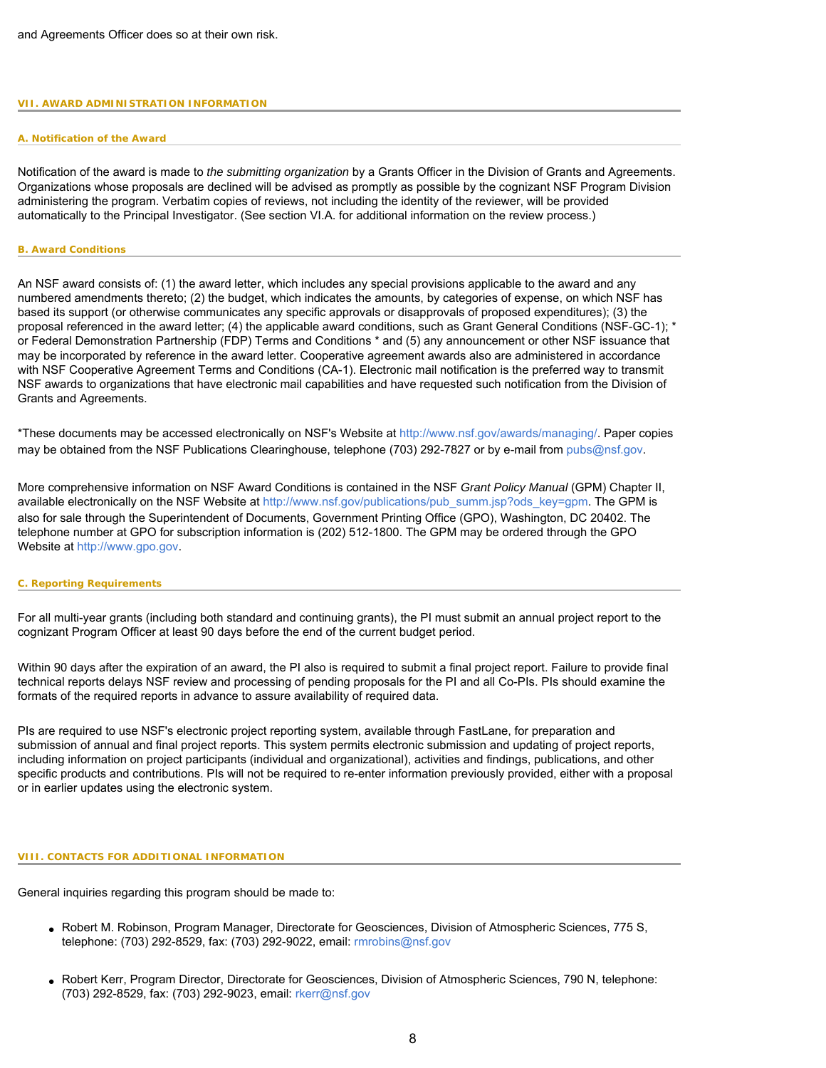and Agreements Officer does so at their own risk.

## VII. AWARD ADMINISTRATION INFORMATION

### A. Notification of the Award

Notification of the award is made to *the submitting organization* by a Grants Officer in the Division of Grants and Agreements. Organizations whose proposals are declined will be advised as promptly as possible by the cognizant NSF Program Division administering the program. Verbatim copies of reviews, not including the identity of the reviewer, will be provided automatically to the Principal Investigator. (See section VI.A. for additional information on the review process.)

### B. Award Conditions

An NSF award consists of: (1) the award letter, which includes any special provisions applicable to the award and any numbered amendments thereto; (2) the budget, which indicates the amounts, by categories of expense, on which NSF has based its support (or otherwise communicates any specific approvals or disapprovals of proposed expenditures); (3) the proposal referenced in the award letter; (4) the applicable award conditions, such as Grant General Conditions (NSF-GC-1); * or Federal Demonstration Partnership (FDP) Terms and Conditions * and (5) any announcement or other NSF issuance that may be incorporated by reference in the award letter. Cooperative agreement awards also are administered in accordance with NSF Cooperative Agreement Terms and Conditions (CA-1). Electronic mail notification is the preferred way to transmit NSF awards to organizations that have electronic mail capabilities and have requested such notification from the Division of Grants and Agreements.

*These documents may be accessed electronically on NSF's Website at http://www.nsf.gov/awards/managing/. Paper copies may be obtained from the NSF Publications Clearinghouse, telephone (703) 292-7827 or by e-mail from pubs@nsf.gov.

More comprehensive information on NSF Award Conditions is contained in the NSF *Grant Policy Manual* (GPM) Chapter II, available electronically on the NSF Website at http://www.nsf.gov/publications/pub_summ.jsp?ods_key=gpm. The GPM is also for sale through the Superintendent of Documents, Government Printing Office (GPO), Washington, DC 20402. The telephone number at GPO for subscription information is (202) 512-1800. The GPM may be ordered through the GPO Website at http://www.gpo.gov.

### C. Reporting Requirements

For all multi-year grants (including both standard and continuing grants), the PI must submit an annual project report to the cognizant Program Officer at least 90 days before the end of the current budget period.

Within 90 days after the expiration of an award, the PI also is required to submit a final project report. Failure to provide final technical reports delays NSF review and processing of pending proposals for the PI and all Co-PIs. PIs should examine the formats of the required reports in advance to assure availability of required data.

PIs are required to use NSF's electronic project reporting system, available through FastLane, for preparation and submission of annual and final project reports. This system permits electronic submission and updating of project reports, including information on project participants (individual and organizational), activities and findings, publications, and other specific products and contributions. PIs will not be required to re-enter information previously provided, either with a proposal or in earlier updates using the electronic system.

## VIII. CONTACTS FOR ADDITIONAL INFORMATION

General inquiries regarding this program should be made to:

- Robert M. Robinson, Program Manager, Directorate for Geosciences, Division of Atmospheric Sciences, 775 S, telephone: (703) 292-8529, fax: (703) 292-9022, email: rmrobins@nsf.gov
- Robert Kerr, Program Director, Directorate for Geosciences, Division of Atmospheric Sciences, 790 N, telephone: (703) 292-8529, fax: (703) 292-9023, email: rkerr@nsf.gov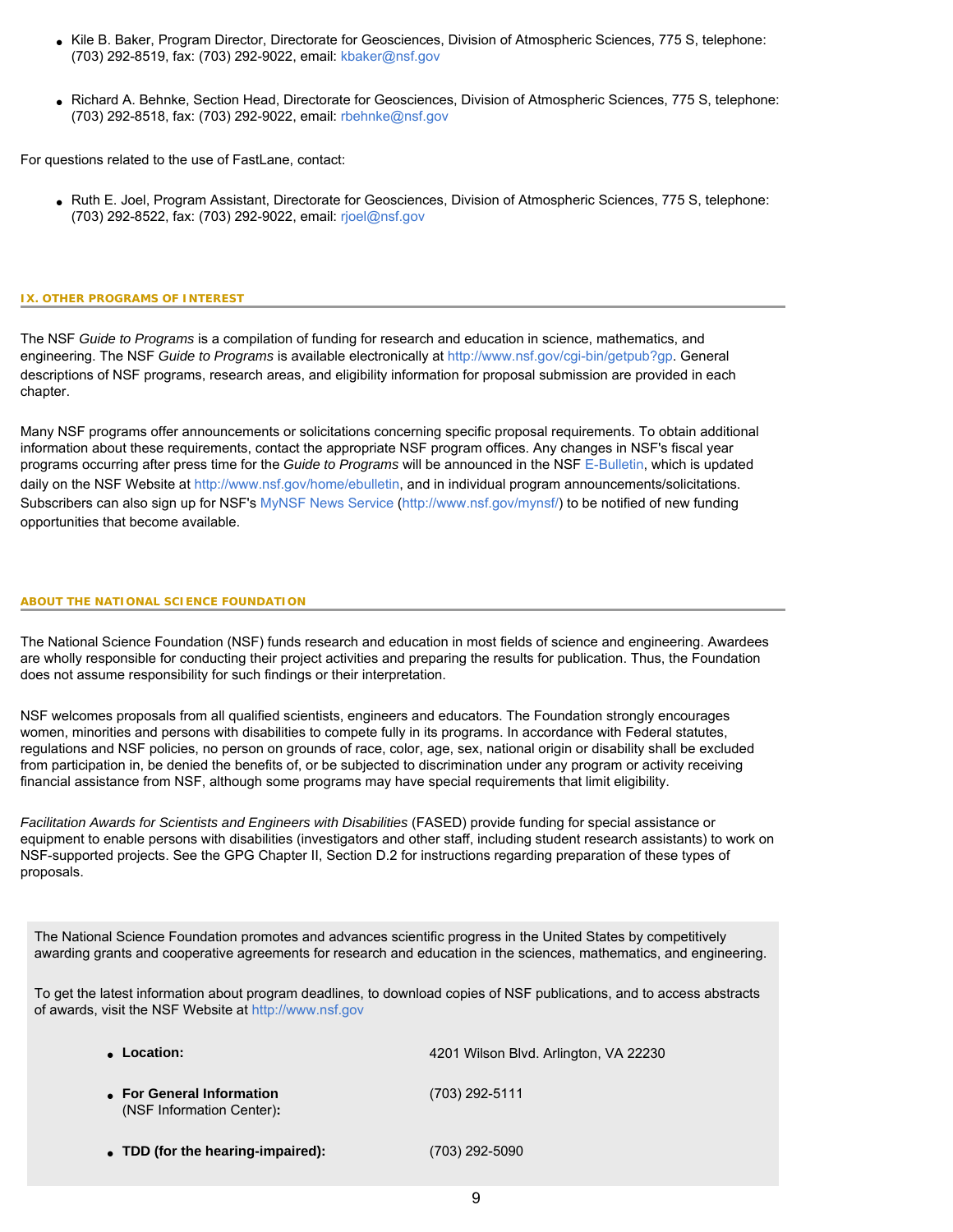- Kile B. Baker, Program Director, Directorate for Geosciences, Division of Atmospheric Sciences, 775 S, telephone: (703) 292-8519, fax: (703) 292-9022, email: kbaker@nsf.gov

- Richard A. Behnke, Section Head, Directorate for Geosciences, Division of Atmospheric Sciences, 775 S, telephone: (703) 292-8518, fax: (703) 292-9022, email: rbehnke@nsf.gov

For questions related to the use of FastLane, contact:

- Ruth E. Joel, Program Assistant, Directorate for Geosciences, Division of Atmospheric Sciences, 775 S, telephone: (703) 292-8522, fax: (703) 292-9022, email: rjoel@nsf.gov

## IX. OTHER PROGRAMS OF INTEREST

The NSF *Guide to Programs* is a compilation of funding for research and education in science, mathematics, and engineering. The NSF *Guide to Programs* is available electronically at http://www.nsf.gov/cgi-bin/getpub?gp. General descriptions of NSF programs, research areas, and eligibility information for proposal submission are provided in each chapter.

Many NSF programs offer announcements or solicitations concerning specific proposal requirements. To obtain additional information about these requirements, contact the appropriate NSF program offices. Any changes in NSF's fiscal year programs occurring after press time for the *Guide to Programs* will be announced in the NSF E-Bulletin, which is updated daily on the NSF Website at http://www.nsf.gov/home/ebulletin, and in individual program announcements/solicitations. Subscribers can also sign up for NSF's MyNSF News Service (http://www.nsf.gov/mynsf/) to be notified of new funding opportunities that become available.

## ABOUT THE NATIONAL SCIENCE FOUNDATION

The National Science Foundation (NSF) funds research and education in most fields of science and engineering. Awardees are wholly responsible for conducting their project activities and preparing the results for publication. Thus, the Foundation does not assume responsibility for such findings or their interpretation.

NSF welcomes proposals from all qualified scientists, engineers and educators. The Foundation strongly encourages women, minorities and persons with disabilities to compete fully in its programs. In accordance with Federal statutes, regulations and NSF policies, no person on grounds of race, color, age, sex, national origin or disability shall be excluded from participation in, be denied the benefits of, or be subjected to discrimination under any program or activity receiving financial assistance from NSF, although some programs may have special requirements that limit eligibility.

*Facilitation Awards for Scientists and Engineers with Disabilities* (FASED) provide funding for special assistance or equipment to enable persons with disabilities (investigators and other staff, including student research assistants) to work on NSF-supported projects. See the GPG Chapter II, Section D.2 for instructions regarding preparation of these types of proposals.

The National Science Foundation promotes and advances scientific progress in the United States by competitively awarding grants and cooperative agreements for research and education in the sciences, mathematics, and engineering.

To get the latest information about program deadlines, to download copies of NSF publications, and to access abstracts of awards, visit the NSF Website at http://www.nsf.gov

- **Location:** 4201 Wilson Blvd. Arlington, VA 22230
- **For General Information** (NSF Information Center)**:** (703) 292-5111
- **TDD (for the hearing-impaired):** (703) 292-5090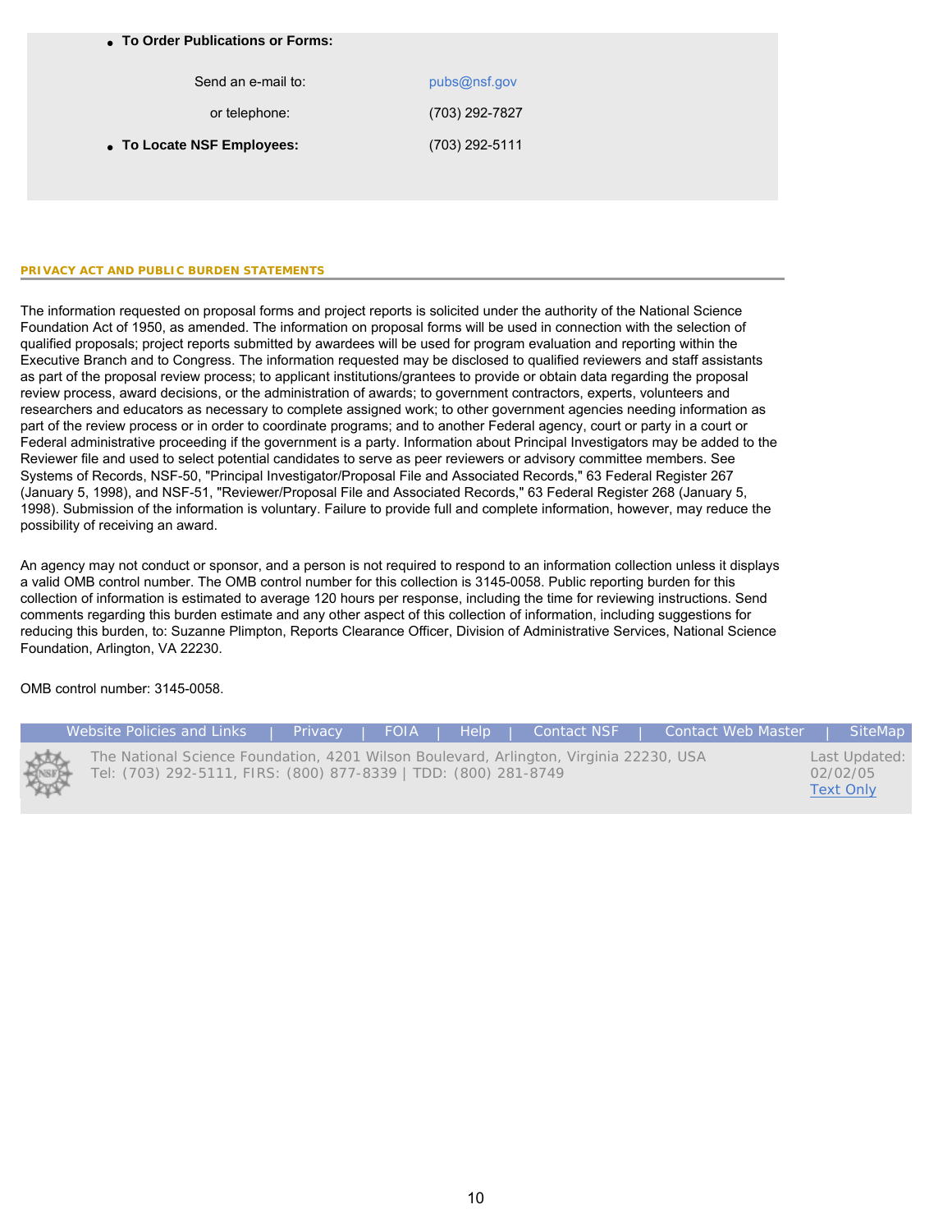- **To Order Publications or Forms:**

| | |
|---|---|
| Send an e-mail to: | pubs@nsf.gov |
| or telephone: | (703) 292-7827 |

- **To Locate NSF Employees:** (703) 292-5111

## PRIVACY ACT AND PUBLIC BURDEN STATEMENTS

The information requested on proposal forms and project reports is solicited under the authority of the National Science Foundation Act of 1950, as amended. The information on proposal forms will be used in connection with the selection of qualified proposals; project reports submitted by awardees will be used for program evaluation and reporting within the Executive Branch and to Congress. The information requested may be disclosed to qualified reviewers and staff assistants as part of the proposal review process; to applicant institutions/grantees to provide or obtain data regarding the proposal review process, award decisions, or the administration of awards; to government contractors, experts, volunteers and researchers and educators as necessary to complete assigned work; to other government agencies needing information as part of the review process or in order to coordinate programs; and to another Federal agency, court or party in a court or Federal administrative proceeding if the government is a party. Information about Principal Investigators may be added to the Reviewer file and used to select potential candidates to serve as peer reviewers or advisory committee members. See Systems of Records, NSF-50, "Principal Investigator/Proposal File and Associated Records," 63 Federal Register 267 (January 5, 1998), and NSF-51, "Reviewer/Proposal File and Associated Records," 63 Federal Register 268 (January 5, 1998). Submission of the information is voluntary. Failure to provide full and complete information, however, may reduce the possibility of receiving an award.

An agency may not conduct or sponsor, and a person is not required to respond to an information collection unless it displays a valid OMB control number. The OMB control number for this collection is 3145-0058. Public reporting burden for this collection of information is estimated to average 120 hours per response, including the time for reviewing instructions. Send comments regarding this burden estimate and any other aspect of this collection of information, including suggestions for reducing this burden, to: Suzanne Plimpton, Reports Clearance Officer, Division of Administrative Services, National Science Foundation, Arlington, VA 22230.

OMB control number: 3145-0058.

Website Policies and Links | Privacy | FOIA | Help | Contact NSF | Contact Web Master | SiteMap

The National Science Foundation, 4201 Wilson Boulevard, Arlington, Virginia 22230, USA
Tel: (703) 292-5111, FIRS: (800) 877-8339 | TDD: (800) 281-8749

Last Updated: 02/02/05
Text Only